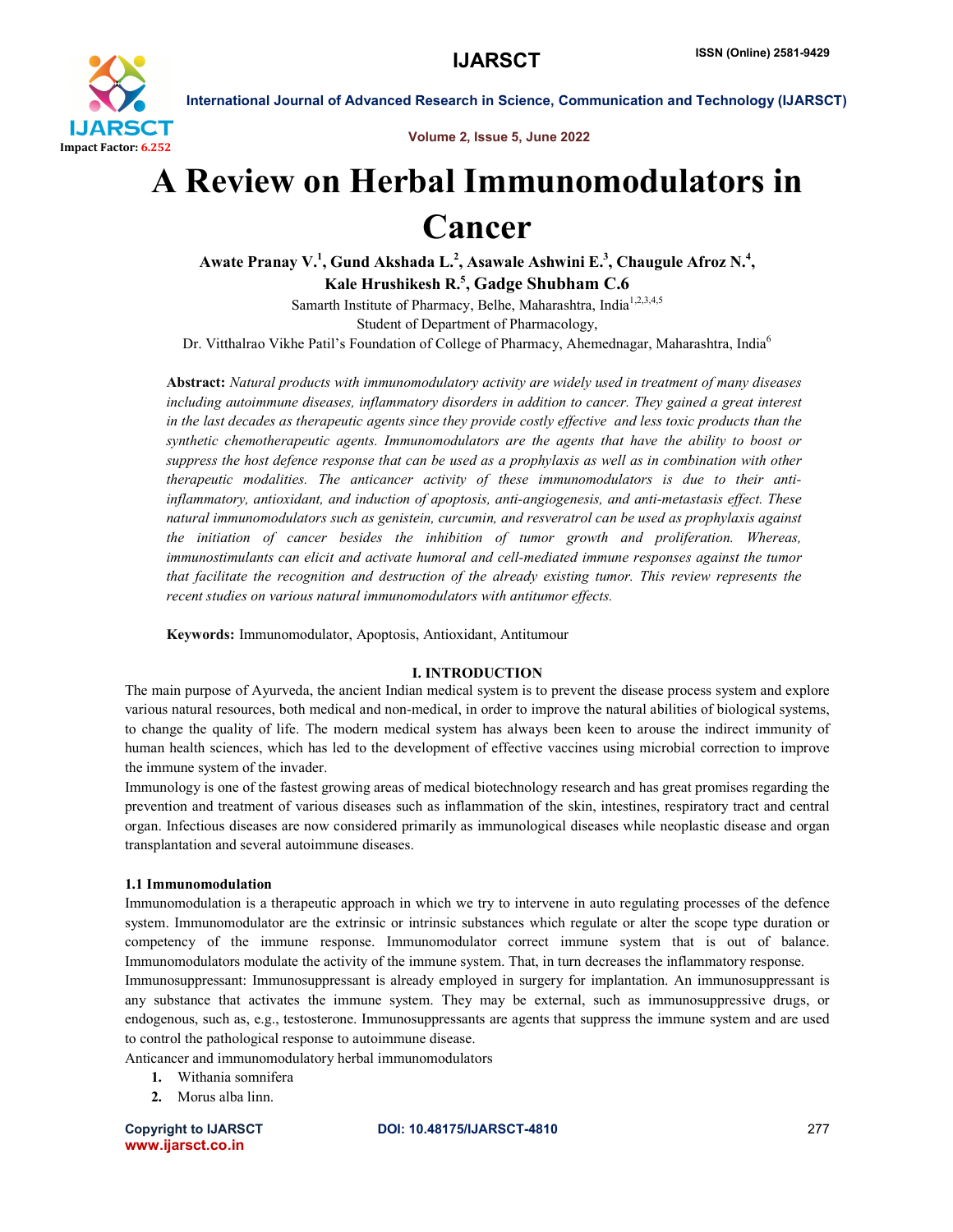# A Review on Herbal Immunomodulators in Cancer

**Awate Pranay V.[1], Gund Akshada L.[2], Asawale Ashwini E.[3], Chaugule Afroz N.[4], Kale Hrushikesh R.[5], Gadge Shubham C.6**

Samarth Institute of Pharmacy, Belhe, Maharashtra, India[1,2,3,4,5]

Student of Department of Pharmacology,

Dr. Vitthalrao Vikhe Patil's Foundation of College of Pharmacy, Ahemednagar, Maharashtra, India[6]

**Abstract:** *Natural products with immunomodulatory activity are widely used in treatment of many diseases including autoimmune diseases, inflammatory disorders in addition to cancer. They gained a great interest in the last decades as therapeutic agents since they provide costly effective and less toxic products than the synthetic chemotherapeutic agents. Immunomodulators are the agents that have the ability to boost or suppress the host defence response that can be used as a prophylaxis as well as in combination with other therapeutic modalities. The anticancer activity of these immunomodulators is due to their anti-inflammatory, antioxidant, and induction of apoptosis, anti-angiogenesis, and anti-metastasis effect. These natural immunomodulators such as genistein, curcumin, and resveratrol can be used as prophylaxis against the initiation of cancer besides the inhibition of tumor growth and proliferation. Whereas, immunostimulants can elicit and activate humoral and cell-mediated immune responses against the tumor that facilitate the recognition and destruction of the already existing tumor. This review represents the recent studies on various natural immunomodulators with antitumor effects.*

**Keywords:** Immunomodulator, Apoptosis, Antioxidant, Antitumour

## I. INTRODUCTION

The main purpose of Ayurveda, the ancient Indian medical system is to prevent the disease process system and explore various natural resources, both medical and non-medical, in order to improve the natural abilities of biological systems, to change the quality of life. The modern medical system has always been keen to arouse the indirect immunity of human health sciences, which has led to the development of effective vaccines using microbial correction to improve the immune system of the invader.

Immunology is one of the fastest growing areas of medical biotechnology research and has great promises regarding the prevention and treatment of various diseases such as inflammation of the skin, intestines, respiratory tract and central organ. Infectious diseases are now considered primarily as immunological diseases while neoplastic disease and organ transplantation and several autoimmune diseases.

### 1.1 Immunomodulation

Immunomodulation is a therapeutic approach in which we try to intervene in auto regulating processes of the defence system. Immunomodulator are the extrinsic or intrinsic substances which regulate or alter the scope type duration or competency of the immune response. Immunomodulator correct immune system that is out of balance. Immunomodulators modulate the activity of the immune system. That, in turn decreases the inflammatory response.

Immunosuppressant: Immunosuppressant is already employed in surgery for implantation. An immunosuppressant is any substance that activates the immune system. They may be external, such as immunosuppressive drugs, or endogenous, such as, e.g., testosterone. Immunosuppressants are agents that suppress the immune system and are used to control the pathological response to autoimmune disease.

Anticancer and immunomodulatory herbal immunomodulators

1. Withania somnifera
2. Morus alba linn.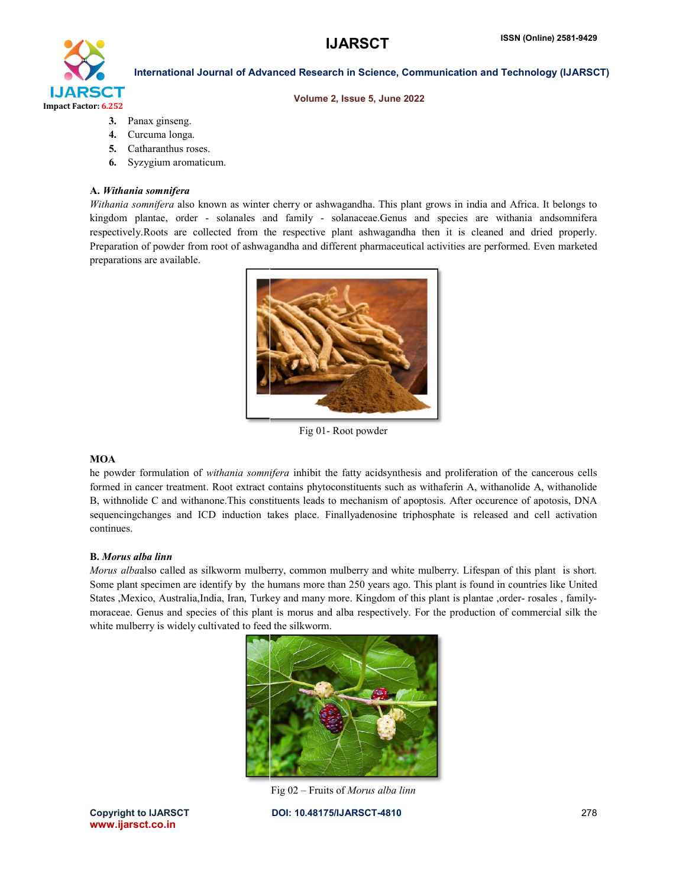3. Panax ginseng.
4. Curcuma longa.
5. Catharanthus roses.
6. Syzygium aromaticum.

**A. *Withania somnifera***

*Withania somnifera* also known as winter cherry or ashwagandha. This plant grows in india and Africa. It belongs to kingdom plantae, order - solanales and family - solanaceae.Genus and species are withania andsomnifera respectively.Roots are collected from the respective plant ashwagandha then it is cleaned and dried properly. Preparation of powder from root of ashwagandha and different pharmaceutical activities are performed. Even marketed preparations are available.

Fig 01- Root powder

**MOA**

he powder formulation of *withania somnifera* inhibit the fatty acidsynthesis and proliferation of the cancerous cells formed in cancer treatment. Root extract contains phytoconstituents such as withaferin A, withanolide A, withanolide B, withnolide C and withanone.This constituents leads to mechanism of apoptosis. After occurence of apotosis, DNA sequencingchanges and ICD induction takes place. Finallyadenosine triphosphate is released and cell activation continues.

**B. *Morus alba linn***

*Morus alba*also called as silkworm mulberry, common mulberry and white mulberry. Lifespan of this plant is short. Some plant specimen are identify by the humans more than 250 years ago. This plant is found in countries like United States ,Mexico, Australia,India, Iran, Turkey and many more. Kingdom of this plant is plantae ,order- rosales , family- moraceae. Genus and species of this plant is morus and alba respectively. For the production of commercial silk the white mulberry is widely cultivated to feed the silkworm.

Fig 02 – Fruits of *Morus alba linn*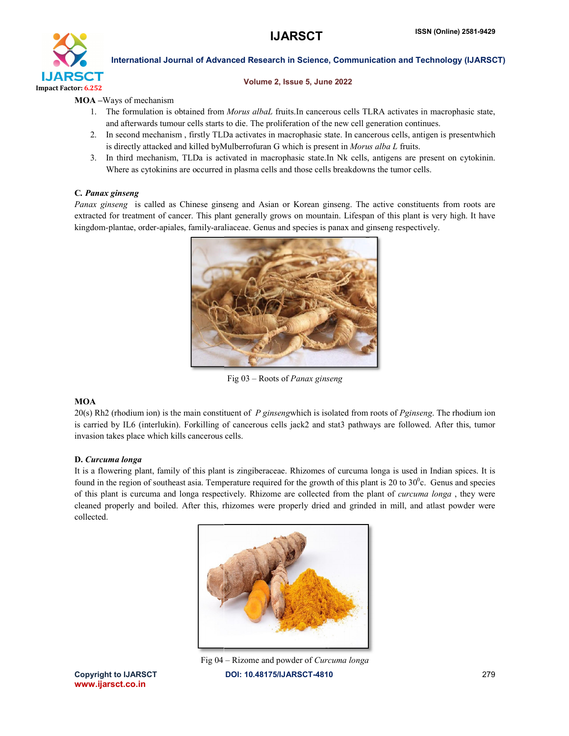**MOA** –Ways of mechanism

1. The formulation is obtained from *Morus albaL* fruits.In cancerous cells TLRA activates in macrophasic state, and afterwards tumour cells starts to die. The proliferation of the new cell generation continues.
2. In second mechanism , firstly TLDa activates in macrophasic state. In cancerous cells, antigen is presentwhich is directly attacked and killed byMulberrofuran G which is present in *Morus alba L* fruits.
3. In third mechanism, TLDa is activated in macrophasic state.In Nk cells, antigens are present on cytokinin. Where as cytokinins are occurred in plasma cells and those cells breakdowns the tumor cells.

### C. *Panax ginseng*

*Panax ginseng* is called as Chinese ginseng and Asian or Korean ginseng. The active constituents from roots are extracted for treatment of cancer. This plant generally grows on mountain. Lifespan of this plant is very high. It have kingdom-plantae, order-apiales, family-araliaceae. Genus and species is panax and ginseng respectively.

Fig 03 – Roots of *Panax ginseng*

**MOA**

20(s) Rh2 (rhodium ion) is the main constituent of *P ginseng*which is isolated from roots of *Pginseng*. The rhodium ion is carried by IL6 (interlukin). Forkilling of cancerous cells jack2 and stat3 pathways are followed. After this, tumor invasion takes place which kills cancerous cells.

### D. *Curcuma longa*

It is a flowering plant, family of this plant is zingiberaceae. Rhizomes of curcuma longa is used in Indian spices. It is found in the region of southeast asia. Temperature required for the growth of this plant is 20 to 30$^{0}$c. Genus and species of this plant is curcuma and longa respectively. Rhizome are collected from the plant of *curcuma longa* , they were cleaned properly and boiled. After this, rhizomes were properly dried and grinded in mill, and atlast powder were collected.

Fig 04 – Rizome and powder of *Curcuma longa*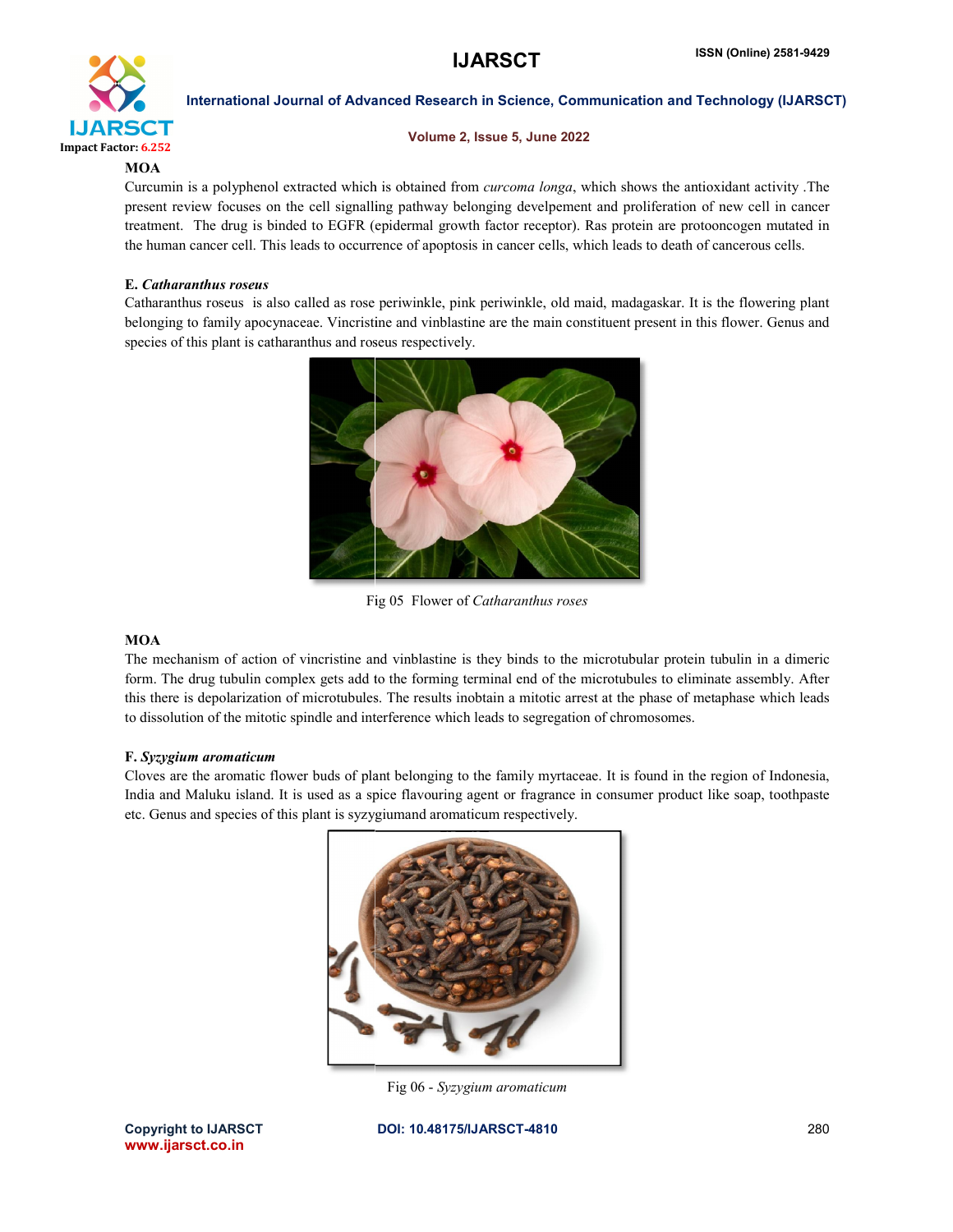**MOA**

Curcumin is a polyphenol extracted which is obtained from *curcoma longa*, which shows the antioxidant activity .The present review focuses on the cell signalling pathway belonging develpement and proliferation of new cell in cancer treatment. The drug is binded to EGFR (epidermal growth factor receptor). Ras protein are protooncogen mutated in the human cancer cell. This leads to occurrence of apoptosis in cancer cells, which leads to death of cancerous cells.

**E. *Catharanthus roseus***

Catharanthus roseus is also called as rose periwinkle, pink periwinkle, old maid, madagaskar. It is the flowering plant belonging to family apocynaceae. Vincristine and vinblastine are the main constituent present in this flower. Genus and species of this plant is catharanthus and roseus respectively.

Fig 05 Flower of *Catharanthus roses*

**MOA**

The mechanism of action of vincristine and vinblastine is they binds to the microtubular protein tubulin in a dimeric form. The drug tubulin complex gets add to the forming terminal end of the microtubules to eliminate assembly. After this there is depolarization of microtubules. The results inobtain a mitotic arrest at the phase of metaphase which leads to dissolution of the mitotic spindle and interference which leads to segregation of chromosomes.

**F. *Syzygium aromaticum***

Cloves are the aromatic flower buds of plant belonging to the family myrtaceae. It is found in the region of Indonesia, India and Maluku island. It is used as a spice flavouring agent or fragrance in consumer product like soap, toothpaste etc. Genus and species of this plant is syzygiumand aromaticum respectively.

Fig 06 - *Syzygium aromaticum*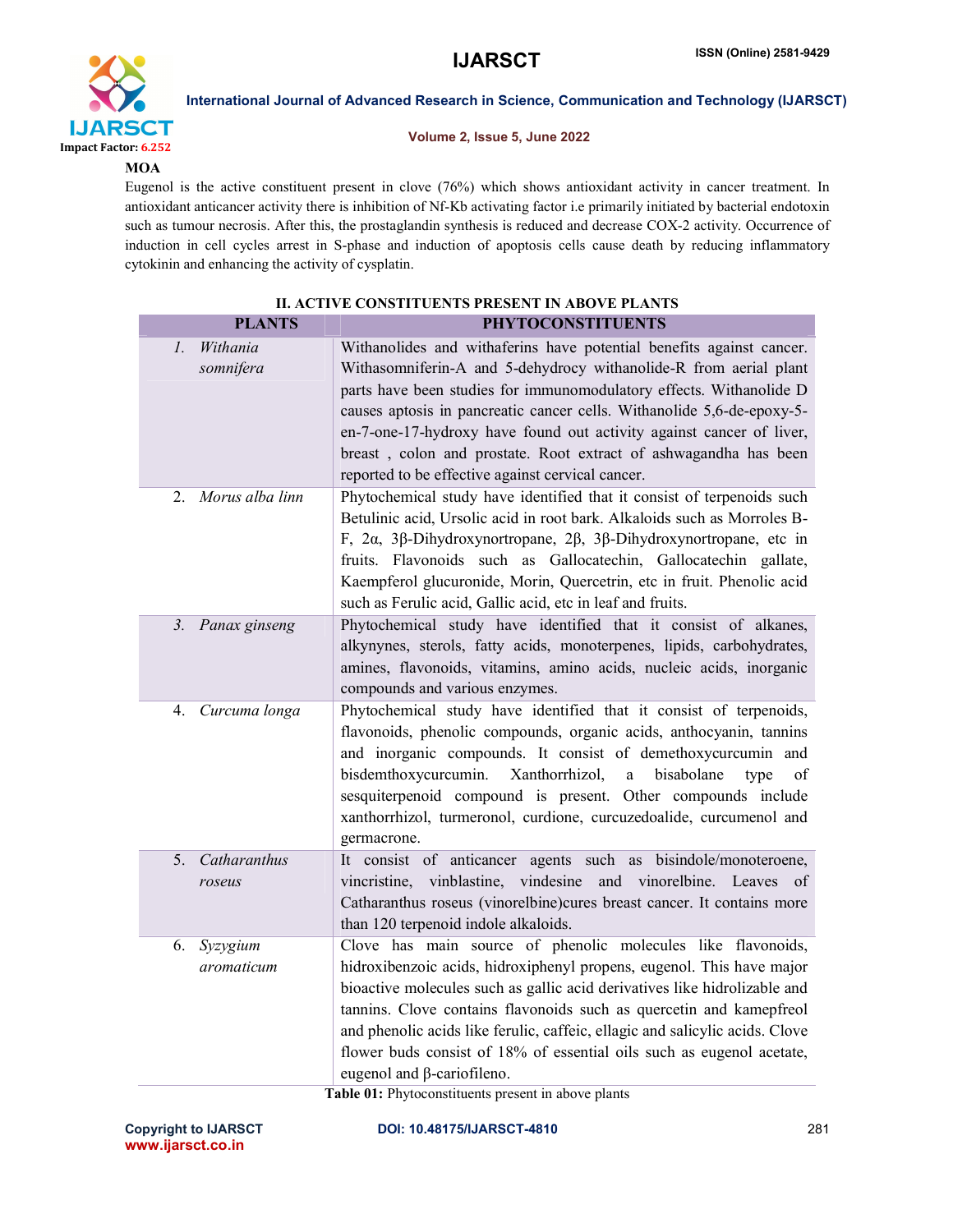**MOA**

Eugenol is the active constituent present in clove (76%) which shows antioxidant activity in cancer treatment. In antioxidant anticancer activity there is inhibition of Nf-Kb activating factor i.e primarily initiated by bacterial endotoxin such as tumour necrosis. After this, the prostaglandin synthesis is reduced and decrease COX-2 activity. Occurrence of induction in cell cycles arrest in S-phase and induction of apoptosis cells cause death by reducing inflammatory cytokinin and enhancing the activity of cysplatin.

## II. ACTIVE CONSTITUENTS PRESENT IN ABOVE PLANTS

| PLANTS | PHYTOCONSTITUENTS |
|---|---|
| 1. *Withania somnifera* | Withanolides and withaferins have potential benefits against cancer. Withasomniferin-A and 5-dehydrocy withanolide-R from aerial plant parts have been studies for immunomodulatory effects. Withanolide D causes aptosis in pancreatic cancer cells. Withanolide 5,6-de-epoxy-5-en-7-one-17-hydroxy have found out activity against cancer of liver, breast , colon and prostate. Root extract of ashwagandha has been reported to be effective against cervical cancer. |
| 2. *Morus alba linn* | Phytochemical study have identified that it consist of terpenoids such Betulinic acid, Ursolic acid in root bark. Alkaloids such as Morroles B-F, 2α, 3β-Dihydroxynortropane, 2β, 3β-Dihydroxynortropane, etc in fruits. Flavonoids such as Gallocatechin, Gallocatechin gallate, Kaempferol glucuronide, Morin, Quercetrin, etc in fruit. Phenolic acid such as Ferulic acid, Gallic acid, etc in leaf and fruits. |
| 3. *Panax ginseng* | Phytochemical study have identified that it consist of alkanes, alkynynes, sterols, fatty acids, monoterpenes, lipids, carbohydrates, amines, flavonoids, vitamins, amino acids, nucleic acids, inorganic compounds and various enzymes. |
| 4. *Curcuma longa* | Phytochemical study have identified that it consist of terpenoids, flavonoids, phenolic compounds, organic acids, anthocyanin, tannins and inorganic compounds. It consist of demethoxycurcumin and bisdemthoxycurcumin. Xanthorrhizol, a bisabolane type of sesquiterpenoid compound is present. Other compounds include xanthorrhizol, turmeronol, curdione, curcuzedoalide, curcumenol and germacrone. |
| 5. *Catharanthus roseus* | It consist of anticancer agents such as bisindole/monoteroene, vincristine, vinblastine, vindesine and vinorelbine. Leaves of Catharanthus roseus (vinorelbine)cures breast cancer. It contains more than 120 terpenoid indole alkaloids. |
| 6. *Syzygium aromaticum* | Clove has main source of phenolic molecules like flavonoids, hidroxibenzoic acids, hidroxiphenyl propens, eugenol. This have major bioactive molecules such as gallic acid derivatives like hidrolizable and tannins. Clove contains flavonoids such as quercetin and kamepfreol and phenolic acids like ferulic, caffeic, ellagic and salicylic acids. Clove flower buds consist of 18% of essential oils such as eugenol acetate, eugenol and β-cariofileno. |

**Table 01:** Phytoconstituents present in above plants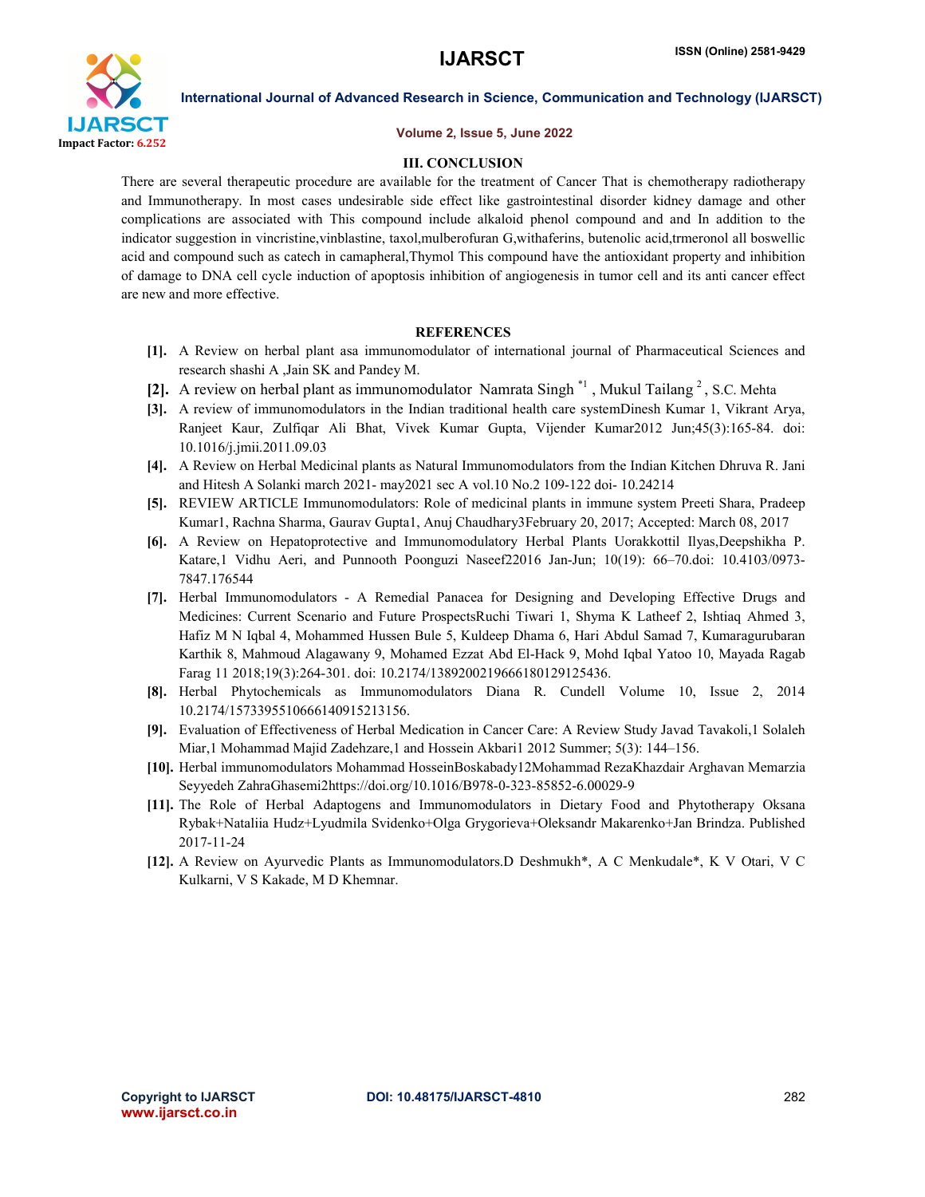## III. CONCLUSION

There are several therapeutic procedure are available for the treatment of Cancer That is chemotherapy radiotherapy and Immunotherapy. In most cases undesirable side effect like gastrointestinal disorder kidney damage and other complications are associated with This compound include alkaloid phenol compound and and In addition to the indicator suggestion in vincristine,vinblastine, taxol,mulberofuran G,withaferins, butenolic acid,trmeronol all boswellic acid and compound such as catech in camapheral,Thymol This compound have the antioxidant property and inhibition of damage to DNA cell cycle induction of apoptosis inhibition of angiogenesis in tumor cell and its anti cancer effect are new and more effective.

## REFERENCES

[1]. A Review on herbal plant asa immunomodulator of international journal of Pharmaceutical Sciences and research shashi A ,Jain SK and Pandey M.

[2]. A review on herbal plant as immunomodulator Namrata Singh [*1] , Mukul Tailang [2] , S.C. Mehta

[3]. A review of immunomodulators in the Indian traditional health care systemDinesh Kumar 1, Vikrant Arya, Ranjeet Kaur, Zulfiqar Ali Bhat, Vivek Kumar Gupta, Vijender Kumar2012 Jun;45(3):165-84. doi: 10.1016/j.jmii.2011.09.03

[4]. A Review on Herbal Medicinal plants as Natural Immunomodulators from the Indian Kitchen Dhruva R. Jani and Hitesh A Solanki march 2021- may2021 sec A vol.10 No.2 109-122 doi- 10.24214

[5]. REVIEW ARTICLE Immunomodulators: Role of medicinal plants in immune system Preeti Shara, Pradeep Kumar1, Rachna Sharma, Gaurav Gupta1, Anuj Chaudhary3February 20, 2017; Accepted: March 08, 2017

[6]. A Review on Hepatoprotective and Immunomodulatory Herbal Plants Uorakkottil Ilyas,Deepshikha P. Katare,1 Vidhu Aeri, and Punnooth Poonguzi Naseef22016 Jan-Jun; 10(19): 66–70.doi: 10.4103/0973-7847.176544

[7]. Herbal Immunomodulators - A Remedial Panacea for Designing and Developing Effective Drugs and Medicines: Current Scenario and Future ProspectsRuchi Tiwari 1, Shyma K Latheef 2, Ishtiaq Ahmed 3, Hafiz M N Iqbal 4, Mohammed Hussen Bule 5, Kuldeep Dhama 6, Hari Abdul Samad 7, Kumaragurubaran Karthik 8, Mahmoud Alagawany 9, Mohamed Ezzat Abd El-Hack 9, Mohd Iqbal Yatoo 10, Mayada Ragab Farag 11 2018;19(3):264-301. doi: 10.2174/1389200219666180129125436.

[8]. Herbal Phytochemicals as Immunomodulators Diana R. Cundell Volume 10, Issue 2, 2014 10.2174/1573395510666140915213156.

[9]. Evaluation of Effectiveness of Herbal Medication in Cancer Care: A Review Study Javad Tavakoli,1 Solaleh Miar,1 Mohammad Majid Zadehzare,1 and Hossein Akbari1 2012 Summer; 5(3): 144–156.

[10]. Herbal immunomodulators Mohammad HosseinBoskabady12Mohammad RezaKhazdair Arghavan Memarzia Seyyedeh ZahraGhasemi2https://doi.org/10.1016/B978-0-323-85852-6.00029-9

[11]. The Role of Herbal Adaptogens and Immunomodulators in Dietary Food and Phytotherapy Oksana Rybak+Nataliia Hudz+Lyudmila Svidenko+Olga Grygorieva+Oleksandr Makarenko+Jan Brindza. Published 2017-11-24

[12]. A Review on Ayurvedic Plants as Immunomodulators.D Deshmukh*, A C Menkudale*, K V Otari, V C Kulkarni, V S Kakade, M D Khemnar.